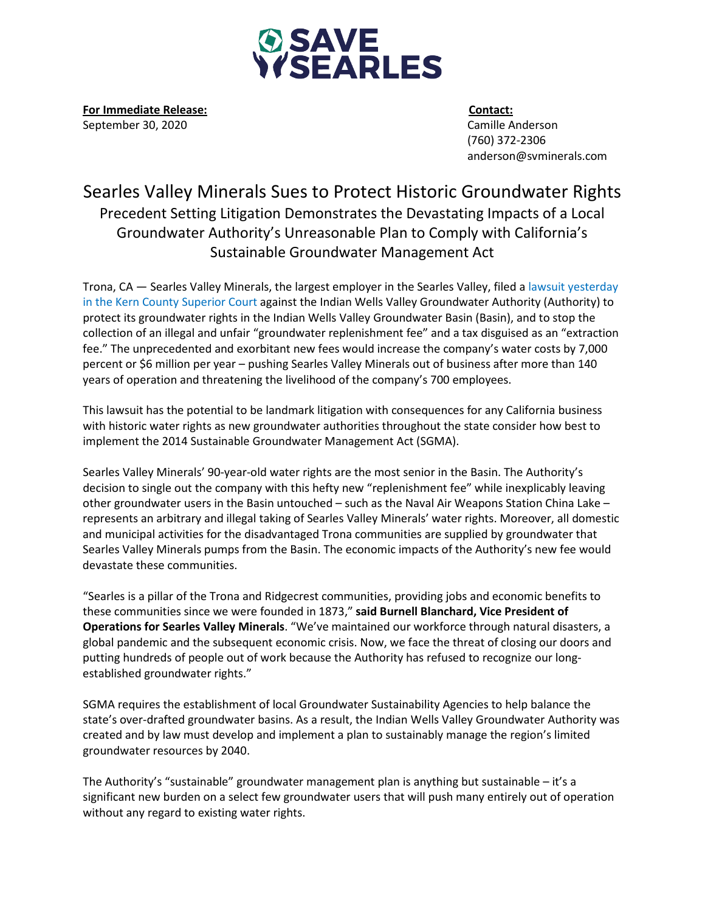SAVE SEARLES

**For Immediate Release:**
September 30, 2020

**Contact:**
Camille Anderson
(760) 372-2306
anderson@svminerals.com

# Searles Valley Minerals Sues to Protect Historic Groundwater Rights

## Precedent Setting Litigation Demonstrates the Devastating Impacts of a Local Groundwater Authority's Unreasonable Plan to Comply with California's Sustainable Groundwater Management Act

Trona, CA — Searles Valley Minerals, the largest employer in the Searles Valley, filed a lawsuit yesterday in the Kern County Superior Court against the Indian Wells Valley Groundwater Authority (Authority) to protect its groundwater rights in the Indian Wells Valley Groundwater Basin (Basin), and to stop the collection of an illegal and unfair "groundwater replenishment fee" and a tax disguised as an "extraction fee." The unprecedented and exorbitant new fees would increase the company's water costs by 7,000 percent or $6 million per year – pushing Searles Valley Minerals out of business after more than 140 years of operation and threatening the livelihood of the company's 700 employees.

This lawsuit has the potential to be landmark litigation with consequences for any California business with historic water rights as new groundwater authorities throughout the state consider how best to implement the 2014 Sustainable Groundwater Management Act (SGMA).

Searles Valley Minerals' 90-year-old water rights are the most senior in the Basin. The Authority's decision to single out the company with this hefty new "replenishment fee" while inexplicably leaving other groundwater users in the Basin untouched – such as the Naval Air Weapons Station China Lake – represents an arbitrary and illegal taking of Searles Valley Minerals' water rights. Moreover, all domestic and municipal activities for the disadvantaged Trona communities are supplied by groundwater that Searles Valley Minerals pumps from the Basin. The economic impacts of the Authority's new fee would devastate these communities.

"Searles is a pillar of the Trona and Ridgecrest communities, providing jobs and economic benefits to these communities since we were founded in 1873," **said Burnell Blanchard, Vice President of Operations for Searles Valley Minerals**. "We've maintained our workforce through natural disasters, a global pandemic and the subsequent economic crisis. Now, we face the threat of closing our doors and putting hundreds of people out of work because the Authority has refused to recognize our long-established groundwater rights."

SGMA requires the establishment of local Groundwater Sustainability Agencies to help balance the state's over-drafted groundwater basins. As a result, the Indian Wells Valley Groundwater Authority was created and by law must develop and implement a plan to sustainably manage the region's limited groundwater resources by 2040.

The Authority's "sustainable" groundwater management plan is anything but sustainable – it's a significant new burden on a select few groundwater users that will push many entirely out of operation without any regard to existing water rights.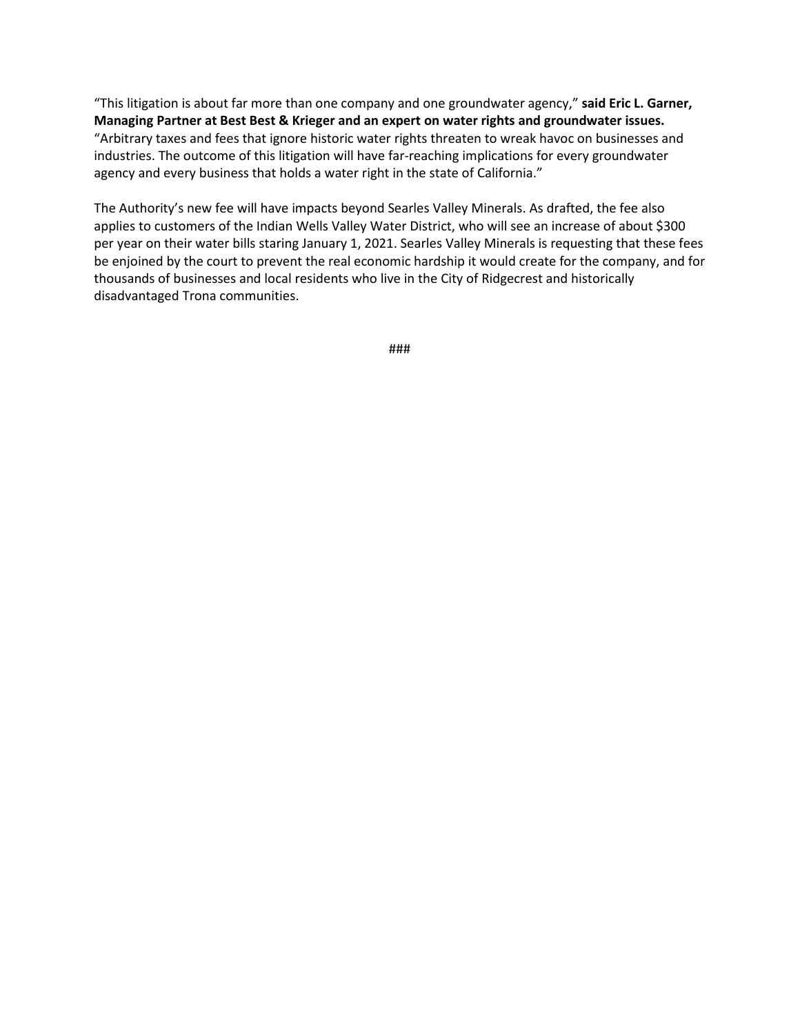"This litigation is about far more than one company and one groundwater agency," **said Eric L. Garner, Managing Partner at Best Best & Krieger and an expert on water rights and groundwater issues.** "Arbitrary taxes and fees that ignore historic water rights threaten to wreak havoc on businesses and industries. The outcome of this litigation will have far-reaching implications for every groundwater agency and every business that holds a water right in the state of California."

The Authority's new fee will have impacts beyond Searles Valley Minerals. As drafted, the fee also applies to customers of the Indian Wells Valley Water District, who will see an increase of about $300 per year on their water bills staring January 1, 2021. Searles Valley Minerals is requesting that these fees be enjoined by the court to prevent the real economic hardship it would create for the company, and for thousands of businesses and local residents who live in the City of Ridgecrest and historically disadvantaged Trona communities.

###